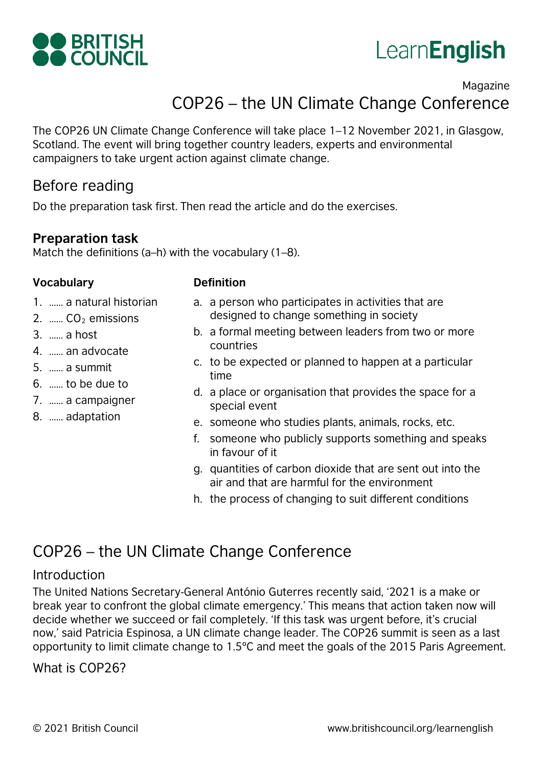Magazine

# COP26 – the UN Climate Change Conference

The COP26 UN Climate Change Conference will take place 1–12 November 2021, in Glasgow, Scotland. The event will bring together country leaders, experts and environmental campaigners to take urgent action against climate change.

## Before reading

Do the preparation task first. Then read the article and do the exercises.

### Preparation task

Match the definitions (a–h) with the vocabulary (1–8).

**Vocabulary**

1. …… a natural historian
2. …… $CO_2$ emissions
3. …… a host
4. …… an advocate
5. …… a summit
6. …… to be due to
7. …… a campaigner
8. …… adaptation

**Definition**

a. a person who participates in activities that are designed to change something in society
b. a formal meeting between leaders from two or more countries
c. to be expected or planned to happen at a particular time
d. a place or organisation that provides the space for a special event
e. someone who studies plants, animals, rocks, etc.
f. someone who publicly supports something and speaks in favour of it
g. quantities of carbon dioxide that are sent out into the air and that are harmful for the environment
h. the process of changing to suit different conditions

## COP26 – the UN Climate Change Conference

### Introduction

The United Nations Secretary-General António Guterres recently said, '2021 is a make or break year to confront the global climate emergency.' This means that action taken now will decide whether we succeed or fail completely. 'If this task was urgent before, it's crucial now,' said Patricia Espinosa, a UN climate change leader. The COP26 summit is seen as a last opportunity to limit climate change to 1.5°C and meet the goals of the 2015 Paris Agreement.

### What is COP26?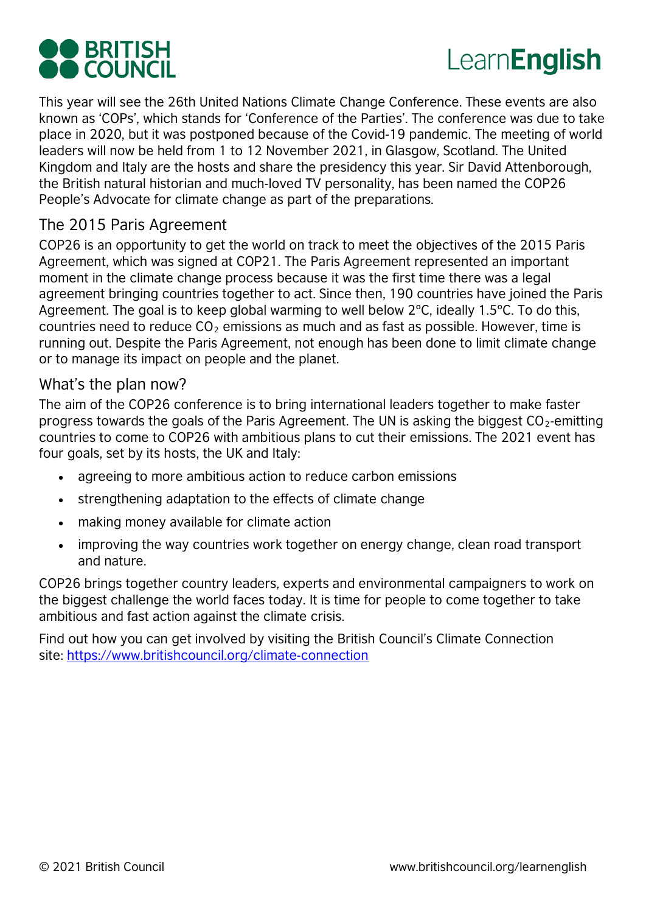This year will see the 26th United Nations Climate Change Conference. These events are also known as 'COPs', which stands for 'Conference of the Parties'. The conference was due to take place in 2020, but it was postponed because of the Covid-19 pandemic. The meeting of world leaders will now be held from 1 to 12 November 2021, in Glasgow, Scotland. The United Kingdom and Italy are the hosts and share the presidency this year. Sir David Attenborough, the British natural historian and much-loved TV personality, has been named the COP26 People's Advocate for climate change as part of the preparations.

## The 2015 Paris Agreement

COP26 is an opportunity to get the world on track to meet the objectives of the 2015 Paris Agreement, which was signed at COP21. The Paris Agreement represented an important moment in the climate change process because it was the first time there was a legal agreement bringing countries together to act. Since then, 190 countries have joined the Paris Agreement. The goal is to keep global warming to well below 2°C, ideally 1.5°C. To do this, countries need to reduce $CO_2$ emissions as much and as fast as possible. However, time is running out. Despite the Paris Agreement, not enough has been done to limit climate change or to manage its impact on people and the planet.

## What's the plan now?

The aim of the COP26 conference is to bring international leaders together to make faster progress towards the goals of the Paris Agreement. The UN is asking the biggest $CO_2$-emitting countries to come to COP26 with ambitious plans to cut their emissions. The 2021 event has four goals, set by its hosts, the UK and Italy:

- agreeing to more ambitious action to reduce carbon emissions
- strengthening adaptation to the effects of climate change
- making money available for climate action
- improving the way countries work together on energy change, clean road transport and nature.

COP26 brings together country leaders, experts and environmental campaigners to work on the biggest challenge the world faces today. It is time for people to come together to take ambitious and fast action against the climate crisis.

Find out how you can get involved by visiting the British Council's Climate Connection site: [https://www.britishcouncil.org/climate-connection](https://www.britishcouncil.org/climate-connection)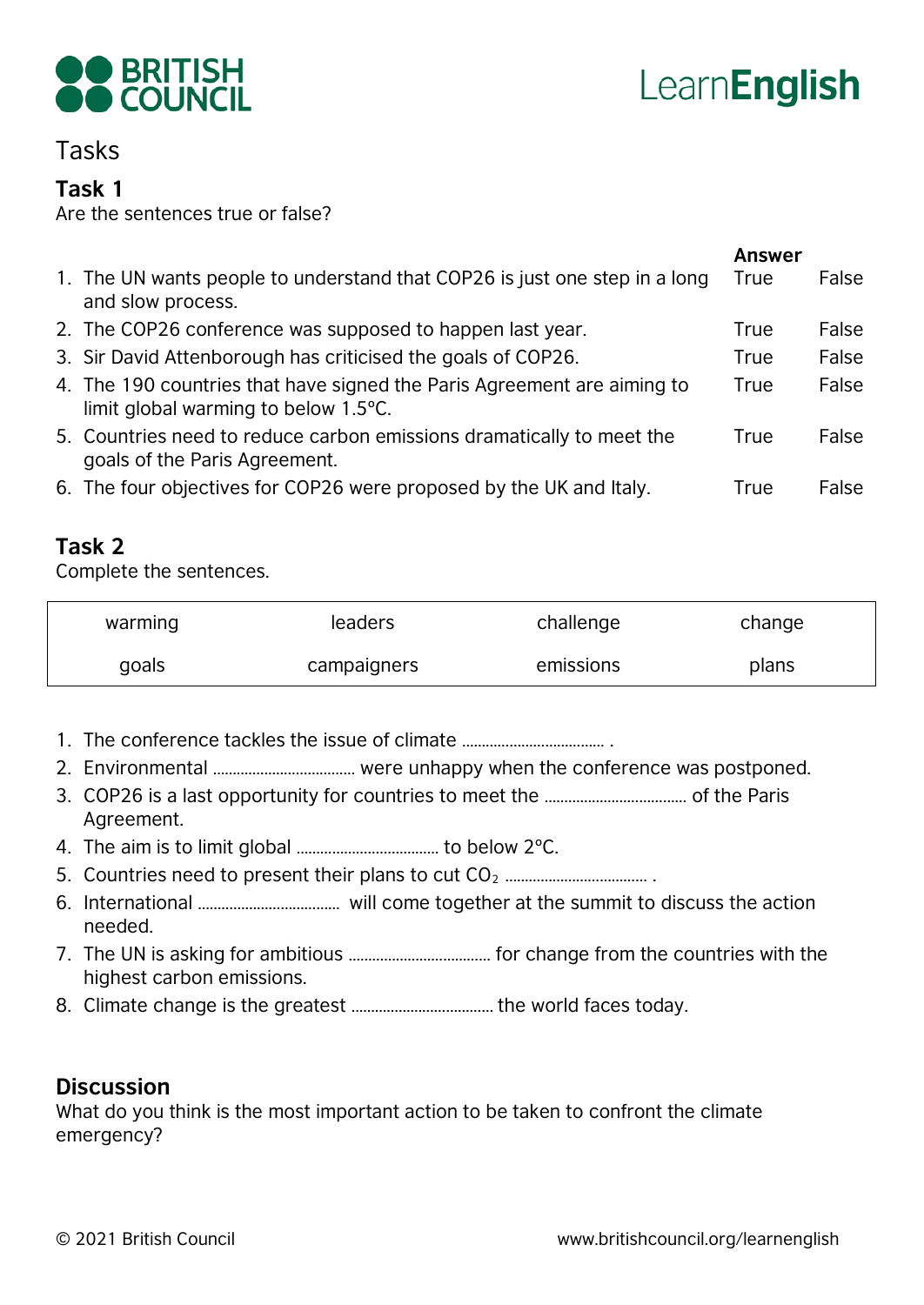# Tasks

## Task 1

Are the sentences true or false?

| | | **Answer** | |
|---|---|---|---|
| 1. | The UN wants people to understand that COP26 is just one step in a long and slow process. | True | False |
| 2. | The COP26 conference was supposed to happen last year. | True | False |
| 3. | Sir David Attenborough has criticised the goals of COP26. | True | False |
| 4. | The 190 countries that have signed the Paris Agreement are aiming to limit global warming to below 1.5°C. | True | False |
| 5. | Countries need to reduce carbon emissions dramatically to meet the goals of the Paris Agreement. | True | False |
| 6. | The four objectives for COP26 were proposed by the UK and Italy. | True | False |

## Task 2

Complete the sentences.

| | | | |
|---|---|---|---|
| warming | leaders | challenge | change |
| goals | campaigners | emissions | plans |

1. The conference tackles the issue of climate ……………………………… .
2. Environmental ……………………………… were unhappy when the conference was postponed.
3. COP26 is a last opportunity for countries to meet the ……………………………… of the Paris Agreement.
4. The aim is to limit global ……………………………… to below 2°C.
5. Countries need to present their plans to cut $CO_2$ ……………………………… .
6. International ……………………………… will come together at the summit to discuss the action needed.
7. The UN is asking for ambitious ……………………………… for change from the countries with the highest carbon emissions.
8. Climate change is the greatest ……………………………… the world faces today.

## Discussion

What do you think is the most important action to be taken to confront the climate emergency?

© 2021 British Council www.britishcouncil.org/learnenglish